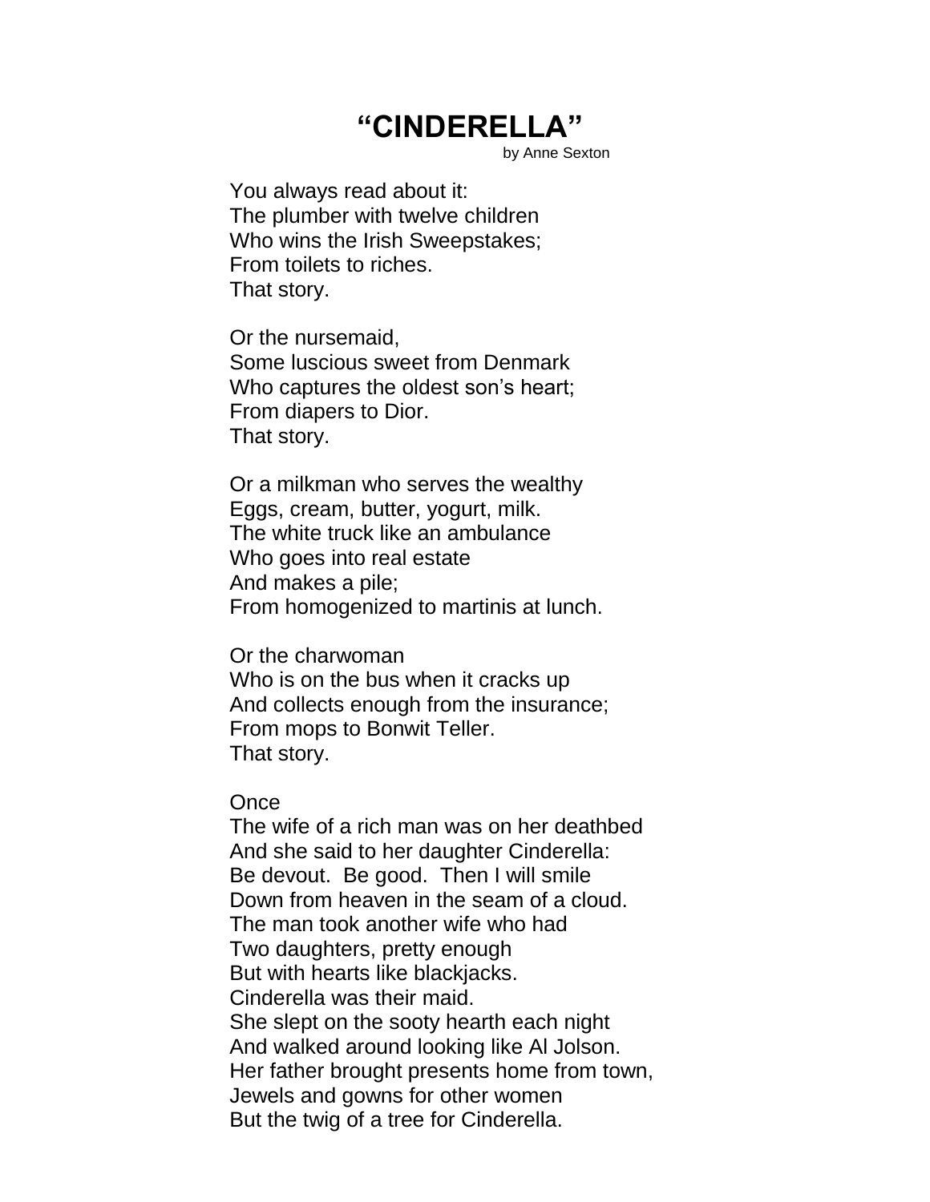# "CINDERELLA"

by Anne Sexton

You always read about it:
The plumber with twelve children
Who wins the Irish Sweepstakes;
From toilets to riches.
That story.

Or the nursemaid,
Some luscious sweet from Denmark
Who captures the oldest son's heart;
From diapers to Dior.
That story.

Or a milkman who serves the wealthy
Eggs, cream, butter, yogurt, milk.
The white truck like an ambulance
Who goes into real estate
And makes a pile;
From homogenized to martinis at lunch.

Or the charwoman
Who is on the bus when it cracks up
And collects enough from the insurance;
From mops to Bonwit Teller.
That story.

Once
The wife of a rich man was on her deathbed
And she said to her daughter Cinderella:
Be devout. Be good. Then I will smile
Down from heaven in the seam of a cloud.
The man took another wife who had
Two daughters, pretty enough
But with hearts like blackjacks.
Cinderella was their maid.
She slept on the sooty hearth each night
And walked around looking like Al Jolson.
Her father brought presents home from town,
Jewels and gowns for other women
But the twig of a tree for Cinderella.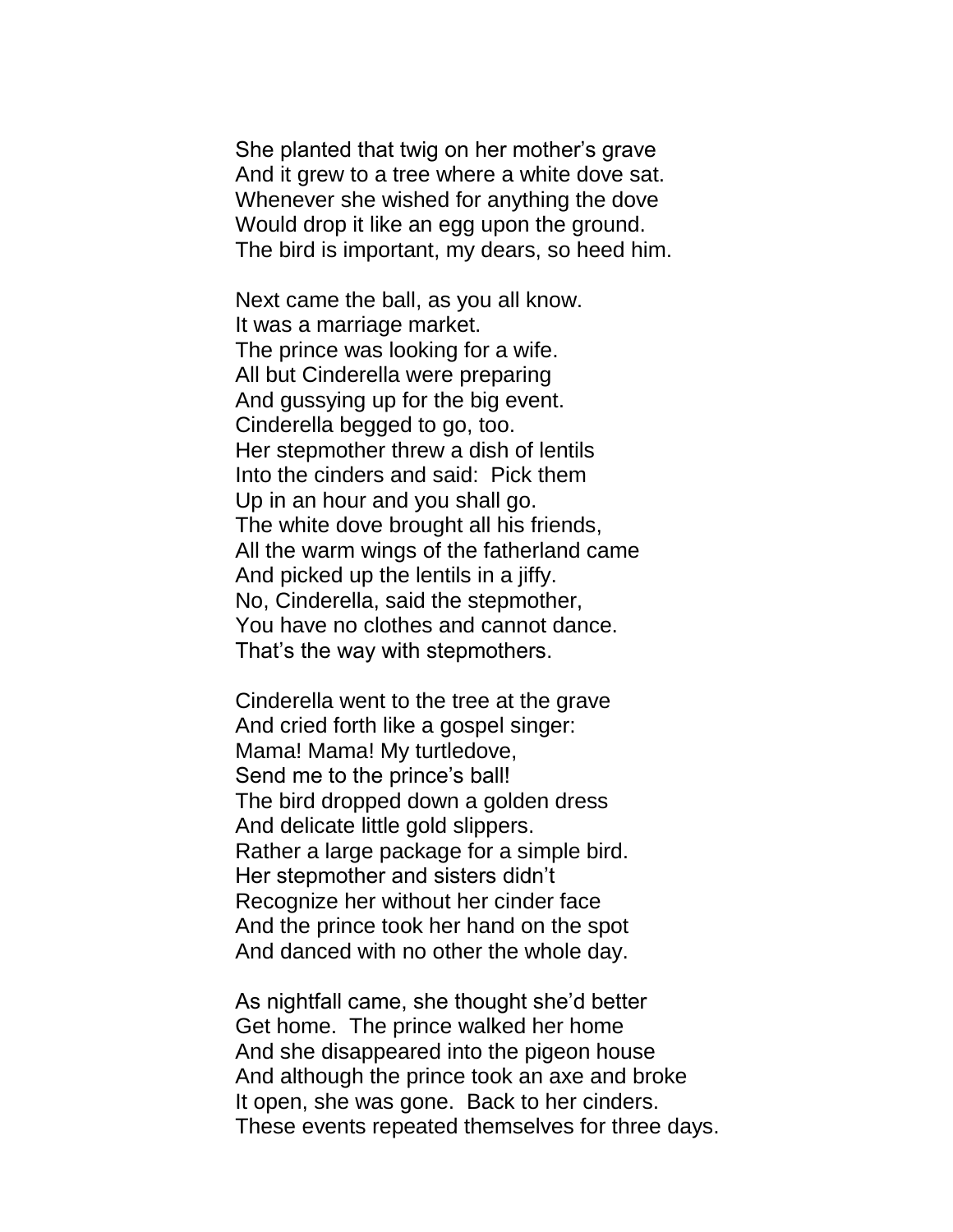She planted that twig on her mother's grave
And it grew to a tree where a white dove sat.
Whenever she wished for anything the dove
Would drop it like an egg upon the ground.
The bird is important, my dears, so heed him.

Next came the ball, as you all know.
It was a marriage market.
The prince was looking for a wife.
All but Cinderella were preparing
And gussying up for the big event.
Cinderella begged to go, too.
Her stepmother threw a dish of lentils
Into the cinders and said: Pick them
Up in an hour and you shall go.
The white dove brought all his friends,
All the warm wings of the fatherland came
And picked up the lentils in a jiffy.
No, Cinderella, said the stepmother,
You have no clothes and cannot dance.
That's the way with stepmothers.

Cinderella went to the tree at the grave
And cried forth like a gospel singer:
Mama! Mama! My turtledove,
Send me to the prince's ball!
The bird dropped down a golden dress
And delicate little gold slippers.
Rather a large package for a simple bird.
Her stepmother and sisters didn't
Recognize her without her cinder face
And the prince took her hand on the spot
And danced with no other the whole day.

As nightfall came, she thought she'd better
Get home. The prince walked her home
And she disappeared into the pigeon house
And although the prince took an axe and broke
It open, she was gone. Back to her cinders.
These events repeated themselves for three days.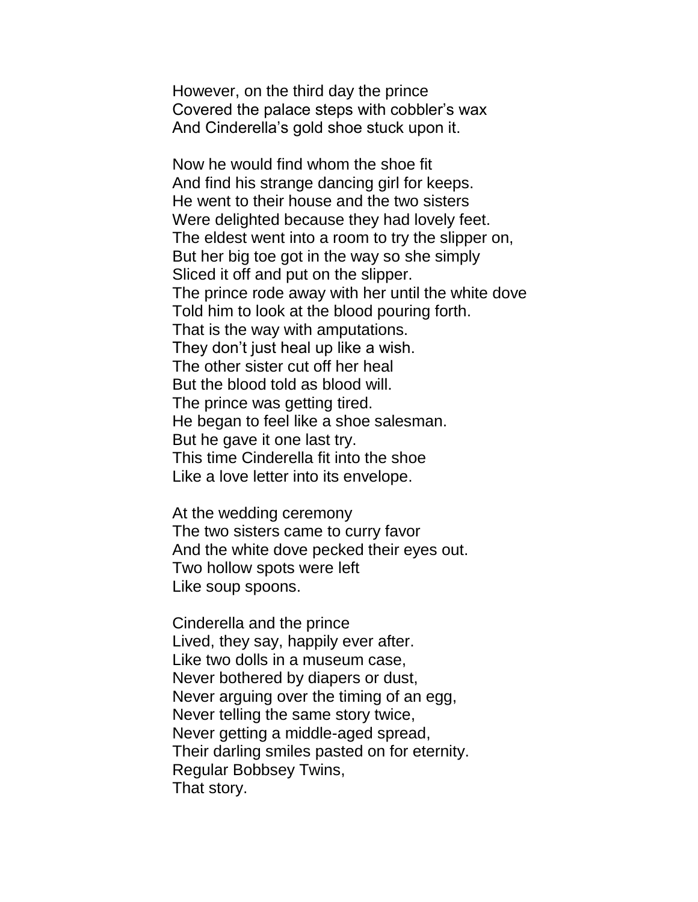However, on the third day the prince
Covered the palace steps with cobbler's wax
And Cinderella's gold shoe stuck upon it.

Now he would find whom the shoe fit
And find his strange dancing girl for keeps.
He went to their house and the two sisters
Were delighted because they had lovely feet.
The eldest went into a room to try the slipper on,
But her big toe got in the way so she simply
Sliced it off and put on the slipper.
The prince rode away with her until the white dove
Told him to look at the blood pouring forth.
That is the way with amputations.
They don't just heal up like a wish.
The other sister cut off her heal
But the blood told as blood will.
The prince was getting tired.
He began to feel like a shoe salesman.
But he gave it one last try.
This time Cinderella fit into the shoe
Like a love letter into its envelope.

At the wedding ceremony
The two sisters came to curry favor
And the white dove pecked their eyes out.
Two hollow spots were left
Like soup spoons.

Cinderella and the prince
Lived, they say, happily ever after.
Like two dolls in a museum case,
Never bothered by diapers or dust,
Never arguing over the timing of an egg,
Never telling the same story twice,
Never getting a middle-aged spread,
Their darling smiles pasted on for eternity.
Regular Bobbsey Twins,
That story.